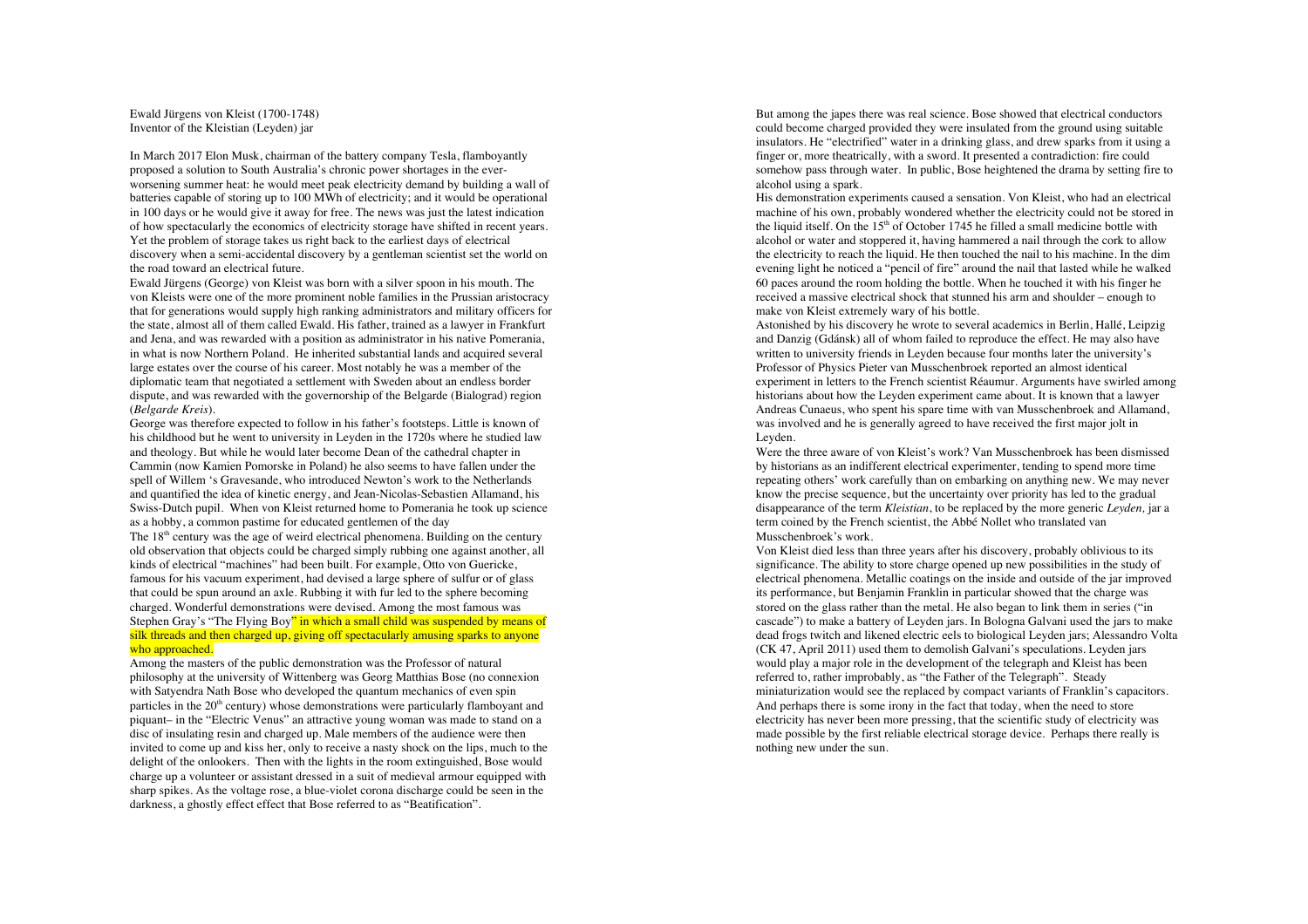Ewald Jürgens von Kleist (1700-1748)
Inventor of the Kleistian (Leyden) jar

In March 2017 Elon Musk, chairman of the battery company Tesla, flamboyantly proposed a solution to South Australia's chronic power shortages in the ever-worsening summer heat: he would meet peak electricity demand by building a wall of batteries capable of storing up to 100 MWh of electricity; and it would be operational in 100 days or he would give it away for free. The news was just the latest indication of how spectacularly the economics of electricity storage have shifted in recent years. Yet the problem of storage takes us right back to the earliest days of electrical discovery when a semi-accidental discovery by a gentleman scientist set the world on the road toward an electrical future.

Ewald Jürgens (George) von Kleist was born with a silver spoon in his mouth. The von Kleists were one of the more prominent noble families in the Prussian aristocracy that for generations would supply high ranking administrators and military officers for the state, almost all of them called Ewald. His father, trained as a lawyer in Frankfurt and Jena, and was rewarded with a position as administrator in his native Pomerania, in what is now Northern Poland. He inherited substantial lands and acquired several large estates over the course of his career. Most notably he was a member of the diplomatic team that negotiated a settlement with Sweden about an endless border dispute, and was rewarded with the governorship of the Belgarde (Bialograd) region (*Belgarde Kreis*).

George was therefore expected to follow in his father's footsteps. Little is known of his childhood but he went to university in Leyden in the 1720s where he studied law and theology. But while he would later become Dean of the cathedral chapter in Cammin (now Kamien Pomorske in Poland) he also seems to have fallen under the spell of Willem 's Gravesande, who introduced Newton's work to the Netherlands and quantified the idea of kinetic energy, and Jean-Nicolas-Sebastien Allamand, his Swiss-Dutch pupil. When von Kleist returned home to Pomerania he took up science as a hobby, a common pastime for educated gentlemen of the day

The 18[th] century was the age of weird electrical phenomena. Building on the century old observation that objects could be charged simply rubbing one against another, all kinds of electrical "machines" had been built. For example, Otto von Guericke, famous for his vacuum experiment, had devised a large sphere of sulfur or of glass that could be spun around an axle. Rubbing it with fur led to the sphere becoming charged. Wonderful demonstrations were devised. Among the most famous was Stephen Gray's "The Flying Boy" in which a small child was suspended by means of silk threads and then charged up, giving off spectacularly amusing sparks to anyone who approached.

Among the masters of the public demonstration was the Professor of natural philosophy at the university of Wittenberg was Georg Matthias Bose (no connexion with Satyendra Nath Bose who developed the quantum mechanics of even spin particles in the 20[th] century) whose demonstrations were particularly flamboyant and piquant– in the "Electric Venus" an attractive young woman was made to stand on a disc of insulating resin and charged up. Male members of the audience were then invited to come up and kiss her, only to receive a nasty shock on the lips, much to the delight of the onlookers. Then with the lights in the room extinguished, Bose would charge up a volunteer or assistant dressed in a suit of medieval armour equipped with sharp spikes. As the voltage rose, a blue-violet corona discharge could be seen in the darkness, a ghostly effect effect that Bose referred to as "Beatification".

But among the japes there was real science. Bose showed that electrical conductors could become charged provided they were insulated from the ground using suitable insulators. He "electrified" water in a drinking glass, and drew sparks from it using a finger or, more theatrically, with a sword. It presented a contradiction: fire could somehow pass through water. In public, Bose heightened the drama by setting fire to alcohol using a spark.

His demonstration experiments caused a sensation. Von Kleist, who had an electrical machine of his own, probably wondered whether the electricity could not be stored in the liquid itself. On the 15[th] of October 1745 he filled a small medicine bottle with alcohol or water and stoppered it, having hammered a nail through the cork to allow the electricity to reach the liquid. He then touched the nail to his machine. In the dim evening light he noticed a "pencil of fire" around the nail that lasted while he walked 60 paces around the room holding the bottle. When he touched it with his finger he received a massive electrical shock that stunned his arm and shoulder – enough to make von Kleist extremely wary of his bottle.

Astonished by his discovery he wrote to several academics in Berlin, Hallé, Leipzig and Danzig (Gdánsk) all of whom failed to reproduce the effect. He may also have written to university friends in Leyden because four months later the university's Professor of Physics Pieter van Musschenbroek reported an almost identical experiment in letters to the French scientist Réaumur. Arguments have swirled among historians about how the Leyden experiment came about. It is known that a lawyer Andreas Cunaeus, who spent his spare time with van Musschenbroek and Allamand, was involved and he is generally agreed to have received the first major jolt in Leyden.

Were the three aware of von Kleist's work? Van Musschenbroek has been dismissed by historians as an indifferent electrical experimenter, tending to spend more time repeating others' work carefully than on embarking on anything new. We may never know the precise sequence, but the uncertainty over priority has led to the gradual disappearance of the term *Kleistian*, to be replaced by the more generic *Leyden,* jar a term coined by the French scientist, the Abbé Nollet who translated van Musschenbroek's work.

Von Kleist died less than three years after his discovery, probably oblivious to its significance. The ability to store charge opened up new possibilities in the study of electrical phenomena. Metallic coatings on the inside and outside of the jar improved its performance, but Benjamin Franklin in particular showed that the charge was stored on the glass rather than the metal. He also began to link them in series ("in cascade") to make a battery of Leyden jars. In Bologna Galvani used the jars to make dead frogs twitch and likened electric eels to biological Leyden jars; Alessandro Volta (CK 47, April 2011) used them to demolish Galvani's speculations. Leyden jars would play a major role in the development of the telegraph and Kleist has been referred to, rather improbably, as "the Father of the Telegraph". Steady miniaturization would see the replaced by compact variants of Franklin's capacitors. And perhaps there is some irony in the fact that today, when the need to store electricity has never been more pressing, that the scientific study of electricity was made possible by the first reliable electrical storage device. Perhaps there really is nothing new under the sun.